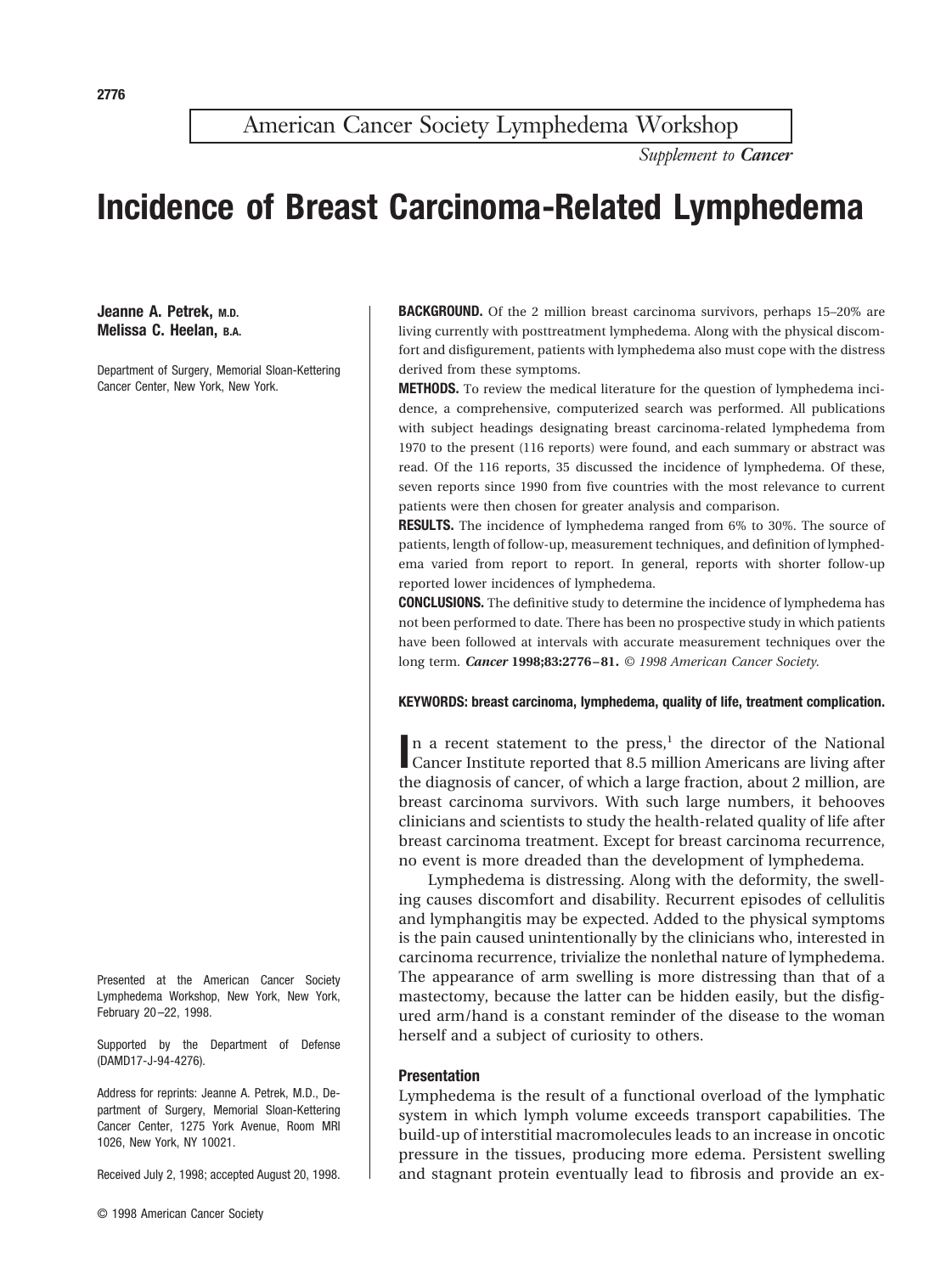American Cancer Society Lymphedema Workshop

*Supplement to **Cancer***

# Incidence of Breast Carcinoma-Related Lymphedema

**Jeanne A. Petrek, M.D.**
**Melissa C. Heelan, B.A.**

Department of Surgery, Memorial Sloan-Kettering Cancer Center, New York, New York.

**BACKGROUND.** Of the 2 million breast carcinoma survivors, perhaps 15–20% are living currently with posttreatment lymphedema. Along with the physical discomfort and disfigurement, patients with lymphedema also must cope with the distress derived from these symptoms.

**METHODS.** To review the medical literature for the question of lymphedema incidence, a comprehensive, computerized search was performed. All publications with subject headings designating breast carcinoma-related lymphedema from 1970 to the present (116 reports) were found, and each summary or abstract was read. Of the 116 reports, 35 discussed the incidence of lymphedema. Of these, seven reports since 1990 from five countries with the most relevance to current patients were then chosen for greater analysis and comparison.

**RESULTS.** The incidence of lymphedema ranged from 6% to 30%. The source of patients, length of follow-up, measurement techniques, and definition of lymphedema varied from report to report. In general, reports with shorter follow-up reported lower incidences of lymphedema.

**CONCLUSIONS.** The definitive study to determine the incidence of lymphedema has not been performed to date. There has been no prospective study in which patients have been followed at intervals with accurate measurement techniques over the long term. ***Cancer* 1998;83:2776–81.** *© 1998 American Cancer Society.*

**KEYWORDS: breast carcinoma, lymphedema, quality of life, treatment complication.**

In a recent statement to the press,[1] the director of the National Cancer Institute reported that 8.5 million Americans are living after the diagnosis of cancer, of which a large fraction, about 2 million, are breast carcinoma survivors. With such large numbers, it behooves clinicians and scientists to study the health-related quality of life after breast carcinoma treatment. Except for breast carcinoma recurrence, no event is more dreaded than the development of lymphedema.

Lymphedema is distressing. Along with the deformity, the swelling causes discomfort and disability. Recurrent episodes of cellulitis and lymphangitis may be expected. Added to the physical symptoms is the pain caused unintentionally by the clinicians who, interested in carcinoma recurrence, trivialize the nonlethal nature of lymphedema. The appearance of arm swelling is more distressing than that of a mastectomy, because the latter can be hidden easily, but the disfigured arm/hand is a constant reminder of the disease to the woman herself and a subject of curiosity to others.

### Presentation

Lymphedema is the result of a functional overload of the lymphatic system in which lymph volume exceeds transport capabilities. The build-up of interstitial macromolecules leads to an increase in oncotic pressure in the tissues, producing more edema. Persistent swelling and stagnant protein eventually lead to fibrosis and provide an ex-

Presented at the American Cancer Society Lymphedema Workshop, New York, New York, February 20–22, 1998.

Supported by the Department of Defense (DAMD17-J-94-4276).

Address for reprints: Jeanne A. Petrek, M.D., Department of Surgery, Memorial Sloan-Kettering Cancer Center, 1275 York Avenue, Room MRI 1026, New York, NY 10021.

Received July 2, 1998; accepted August 20, 1998.

© 1998 American Cancer Society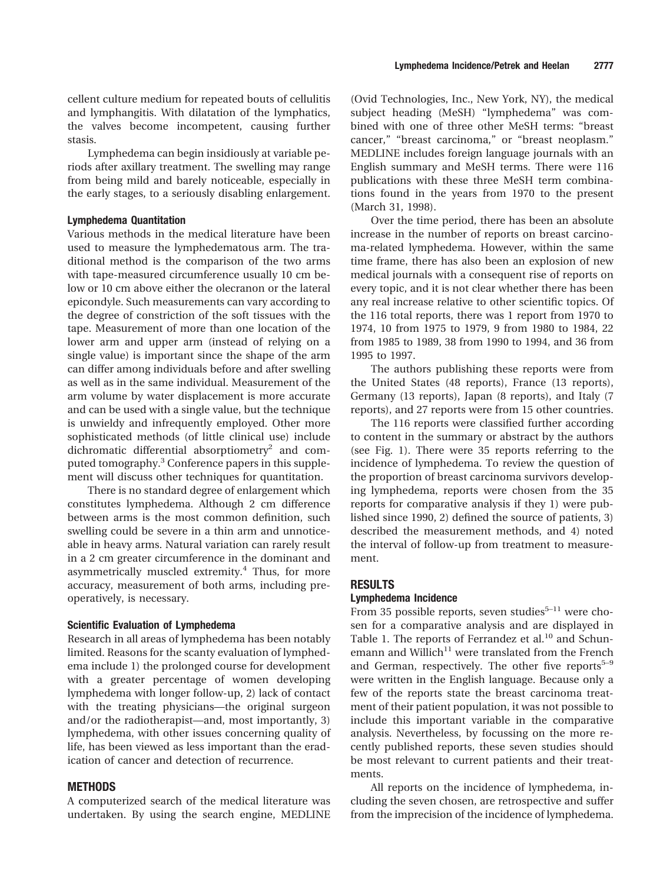cellent culture medium for repeated bouts of cellulitis and lymphangitis. With dilatation of the lymphatics, the valves become incompetent, causing further stasis.

Lymphedema can begin insidiously at variable periods after axillary treatment. The swelling may range from being mild and barely noticeable, especially in the early stages, to a seriously disabling enlargement.

### Lymphedema Quantitation

Various methods in the medical literature have been used to measure the lymphedematous arm. The traditional method is the comparison of the two arms with tape-measured circumference usually 10 cm below or 10 cm above either the olecranon or the lateral epicondyle. Such measurements can vary according to the degree of constriction of the soft tissues with the tape. Measurement of more than one location of the lower arm and upper arm (instead of relying on a single value) is important since the shape of the arm can differ among individuals before and after swelling as well as in the same individual. Measurement of the arm volume by water displacement is more accurate and can be used with a single value, but the technique is unwieldy and infrequently employed. Other more sophisticated methods (of little clinical use) include dichromatic differential absorptiometry[2] and computed tomography.[3] Conference papers in this supplement will discuss other techniques for quantitation.

There is no standard degree of enlargement which constitutes lymphedema. Although 2 cm difference between arms is the most common definition, such swelling could be severe in a thin arm and unnoticeable in heavy arms. Natural variation can rarely result in a 2 cm greater circumference in the dominant and asymmetrically muscled extremity.[4] Thus, for more accuracy, measurement of both arms, including preoperatively, is necessary.

### Scientific Evaluation of Lymphedema

Research in all areas of lymphedema has been notably limited. Reasons for the scanty evaluation of lymphedema include 1) the prolonged course for development with a greater percentage of women developing lymphedema with longer follow-up, 2) lack of contact with the treating physicians—the original surgeon and/or the radiotherapist—and, most importantly, 3) lymphedema, with other issues concerning quality of life, has been viewed as less important than the eradication of cancer and detection of recurrence.

## METHODS

A computerized search of the medical literature was undertaken. By using the search engine, MEDLINE (Ovid Technologies, Inc., New York, NY), the medical subject heading (MeSH) "lymphedema" was combined with one of three other MeSH terms: "breast cancer," "breast carcinoma," or "breast neoplasm." MEDLINE includes foreign language journals with an English summary and MeSH terms. There were 116 publications with these three MeSH term combinations found in the years from 1970 to the present (March 31, 1998).

Over the time period, there has been an absolute increase in the number of reports on breast carcinoma-related lymphedema. However, within the same time frame, there has also been an explosion of new medical journals with a consequent rise of reports on every topic, and it is not clear whether there has been any real increase relative to other scientific topics. Of the 116 total reports, there was 1 report from 1970 to 1974, 10 from 1975 to 1979, 9 from 1980 to 1984, 22 from 1985 to 1989, 38 from 1990 to 1994, and 36 from 1995 to 1997.

The authors publishing these reports were from the United States (48 reports), France (13 reports), Germany (13 reports), Japan (8 reports), and Italy (7 reports), and 27 reports were from 15 other countries.

The 116 reports were classified further according to content in the summary or abstract by the authors (see Fig. 1). There were 35 reports referring to the incidence of lymphedema. To review the question of the proportion of breast carcinoma survivors developing lymphedema, reports were chosen from the 35 reports for comparative analysis if they 1) were published since 1990, 2) defined the source of patients, 3) described the measurement methods, and 4) noted the interval of follow-up from treatment to measurement.

## RESULTS

### Lymphedema Incidence

From 35 possible reports, seven studies[5–11] were chosen for a comparative analysis and are displayed in Table 1. The reports of Ferrandez et al.[10] and Schunemann and Willich[11] were translated from the French and German, respectively. The other five reports[5–9] were written in the English language. Because only a few of the reports state the breast carcinoma treatment of their patient population, it was not possible to include this important variable in the comparative analysis. Nevertheless, by focussing on the more recently published reports, these seven studies should be most relevant to current patients and their treatments.

All reports on the incidence of lymphedema, including the seven chosen, are retrospective and suffer from the imprecision of the incidence of lymphedema.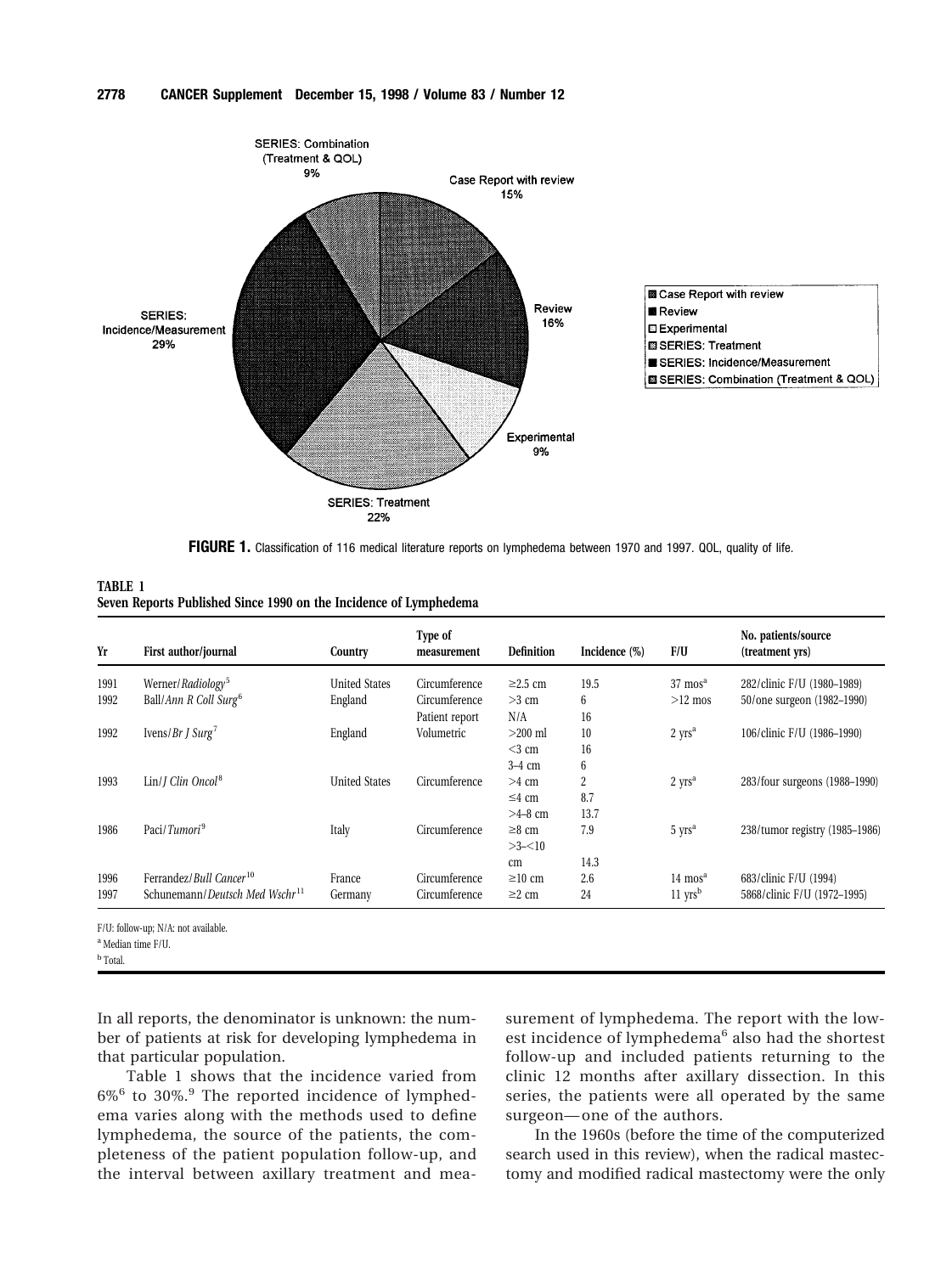**FIGURE 1.** Classification of 116 medical literature reports on lymphedema between 1970 and 1997. QOL, quality of life.

**TABLE 1**
**Seven Reports Published Since 1990 on the Incidence of Lymphedema**

| Yr | First author/journal | Country | Type of measurement | Definition | Incidence (%) | F/U | No. patients/source (treatment yrs) |
|---|---|---|---|---|---|---|---|
| 1991 | Werner/*Radiology*[5] | United States | Circumference | ≥2.5 cm | 19.5 | 37 mos[a] | 282/clinic F/U (1980–1989) |
| 1992 | Ball/*Ann R Coll Surg*[6] | England | Circumference | >3 cm | 6 | >12 mos | 50/one surgeon (1982–1990) |
| | | | Patient report | N/A | 16 | | |
| 1992 | Ivens/*Br J Surg*[7] | England | Volumetric | >200 ml | 10 | 2 yrs[a] | 106/clinic F/U (1986–1990) |
| | | | | <3 cm | 16 | | |
| | | | | 3–4 cm | 6 | | |
| 1993 | Lin/*J Clin Oncol*[8] | United States | Circumference | >4 cm | 2 | 2 yrs[a] | 283/four surgeons (1988–1990) |
| | | | | ≤4 cm | 8.7 | | |
| | | | | >4–8 cm | 13.7 | | |
| 1986 | Paci/*Tumori*[9] | Italy | Circumference | ≥8 cm | 7.9 | 5 yrs[a] | 238/tumor registry (1985–1986) |
| | | | | >3–<10 cm | 14.3 | | |
| 1996 | Ferrandez/*Bull Cancer*[10] | France | Circumference | ≥10 cm | 2.6 | 14 mos[a] | 683/clinic F/U (1994) |
| 1997 | Schunemann/*Deutsch Med Wschr*[11] | Germany | Circumference | ≥2 cm | 24 | 11 yrs[b] | 5868/clinic F/U (1972–1995) |

F/U: follow-up; N/A: not available.
[a] Median time F/U.
[b] Total.

In all reports, the denominator is unknown: the number of patients at risk for developing lymphedema in that particular population.

Table 1 shows that the incidence varied from 6%[6] to 30%.[9] The reported incidence of lymphedema varies along with the methods used to define lymphedema, the source of the patients, the completeness of the patient population follow-up, and the interval between axillary treatment and measurement of lymphedema. The report with the lowest incidence of lymphedema[6] also had the shortest follow-up and included patients returning to the clinic 12 months after axillary dissection. In this series, the patients were all operated by the same surgeon—one of the authors.

In the 1960s (before the time of the computerized search used in this review), when the radical mastectomy and modified radical mastectomy were the only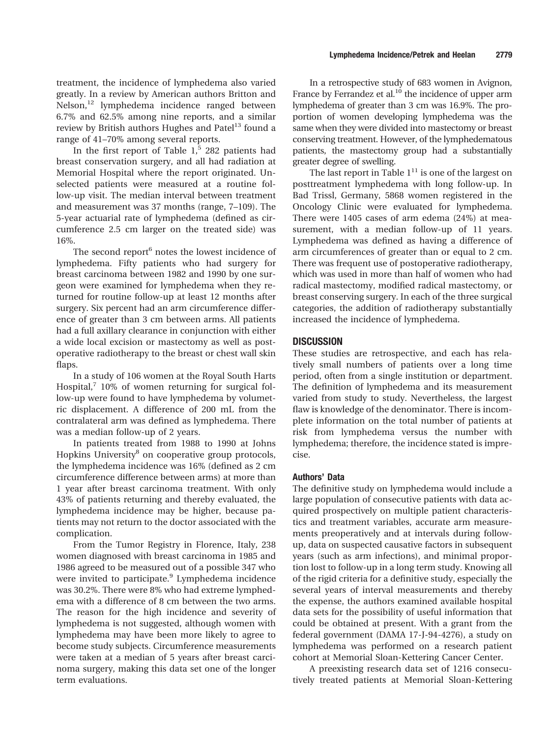treatment, the incidence of lymphedema also varied greatly. In a review by American authors Britton and Nelson,[12] lymphedema incidence ranged between 6.7% and 62.5% among nine reports, and a similar review by British authors Hughes and Patel[13] found a range of 41–70% among several reports.

In the first report of Table 1,[5] 282 patients had breast conservation surgery, and all had radiation at Memorial Hospital where the report originated. Unselected patients were measured at a routine follow-up visit. The median interval between treatment and measurement was 37 months (range, 7–109). The 5-year actuarial rate of lymphedema (defined as circumference 2.5 cm larger on the treated side) was 16%.

The second report[6] notes the lowest incidence of lymphedema. Fifty patients who had surgery for breast carcinoma between 1982 and 1990 by one surgeon were examined for lymphedema when they returned for routine follow-up at least 12 months after surgery. Six percent had an arm circumference difference of greater than 3 cm between arms. All patients had a full axillary clearance in conjunction with either a wide local excision or mastectomy as well as postoperative radiotherapy to the breast or chest wall skin flaps.

In a study of 106 women at the Royal South Harts Hospital,[7] 10% of women returning for surgical follow-up were found to have lymphedema by volumetric displacement. A difference of 200 mL from the contralateral arm was defined as lymphedema. There was a median follow-up of 2 years.

In patients treated from 1988 to 1990 at Johns Hopkins University[8] on cooperative group protocols, the lymphedema incidence was 16% (defined as 2 cm circumference difference between arms) at more than 1 year after breast carcinoma treatment. With only 43% of patients returning and thereby evaluated, the lymphedema incidence may be higher, because patients may not return to the doctor associated with the complication.

From the Tumor Registry in Florence, Italy, 238 women diagnosed with breast carcinoma in 1985 and 1986 agreed to be measured out of a possible 347 who were invited to participate.[9] Lymphedema incidence was 30.2%. There were 8% who had extreme lymphedema with a difference of 8 cm between the two arms. The reason for the high incidence and severity of lymphedema is not suggested, although women with lymphedema may have been more likely to agree to become study subjects. Circumference measurements were taken at a median of 5 years after breast carcinoma surgery, making this data set one of the longer term evaluations.

In a retrospective study of 683 women in Avignon, France by Ferrandez et al.[10] the incidence of upper arm lymphedema of greater than 3 cm was 16.9%. The proportion of women developing lymphedema was the same when they were divided into mastectomy or breast conserving treatment. However, of the lymphedematous patients, the mastectomy group had a substantially greater degree of swelling.

The last report in Table 1[11] is one of the largest on posttreatment lymphedema with long follow-up. In Bad Trissl, Germany, 5868 women registered in the Oncology Clinic were evaluated for lymphedema. There were 1405 cases of arm edema (24%) at measurement, with a median follow-up of 11 years. Lymphedema was defined as having a difference of arm circumferences of greater than or equal to 2 cm. There was frequent use of postoperative radiotherapy, which was used in more than half of women who had radical mastectomy, modified radical mastectomy, or breast conserving surgery. In each of the three surgical categories, the addition of radiotherapy substantially increased the incidence of lymphedema.

## DISCUSSION

These studies are retrospective, and each has relatively small numbers of patients over a long time period, often from a single institution or department. The definition of lymphedema and its measurement varied from study to study. Nevertheless, the largest flaw is knowledge of the denominator. There is incomplete information on the total number of patients at risk from lymphedema versus the number with lymphedema; therefore, the incidence stated is imprecise.

### Authors' Data

The definitive study on lymphedema would include a large population of consecutive patients with data acquired prospectively on multiple patient characteristics and treatment variables, accurate arm measurements preoperatively and at intervals during follow-up, data on suspected causative factors in subsequent years (such as arm infections), and minimal proportion lost to follow-up in a long term study. Knowing all of the rigid criteria for a definitive study, especially the several years of interval measurements and thereby the expense, the authors examined available hospital data sets for the possibility of useful information that could be obtained at present. With a grant from the federal government (DAMA 17-J-94-4276), a study on lymphedema was performed on a research patient cohort at Memorial Sloan-Kettering Cancer Center.

A preexisting research data set of 1216 consecutively treated patients at Memorial Sloan-Kettering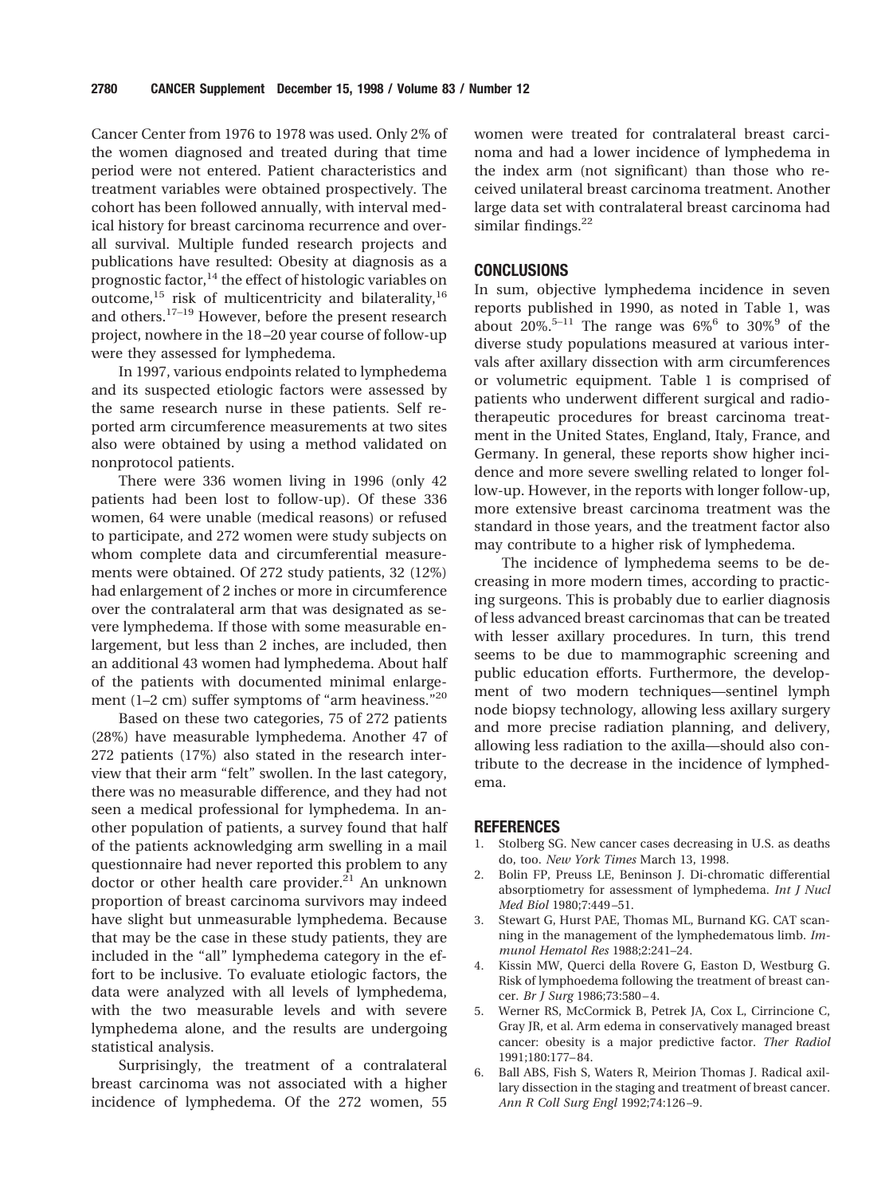Cancer Center from 1976 to 1978 was used. Only 2% of the women diagnosed and treated during that time period were not entered. Patient characteristics and treatment variables were obtained prospectively. The cohort has been followed annually, with interval medical history for breast carcinoma recurrence and overall survival. Multiple funded research projects and publications have resulted: Obesity at diagnosis as a prognostic factor,[14] the effect of histologic variables on outcome,[15] risk of multicentricity and bilaterality,[16] and others.[17–19] However, before the present research project, nowhere in the 18–20 year course of follow-up were they assessed for lymphedema.

In 1997, various endpoints related to lymphedema and its suspected etiologic factors were assessed by the same research nurse in these patients. Self reported arm circumference measurements at two sites also were obtained by using a method validated on nonprotocol patients.

There were 336 women living in 1996 (only 42 patients had been lost to follow-up). Of these 336 women, 64 were unable (medical reasons) or refused to participate, and 272 women were study subjects on whom complete data and circumferential measurements were obtained. Of 272 study patients, 32 (12%) had enlargement of 2 inches or more in circumference over the contralateral arm that was designated as severe lymphedema. If those with some measurable enlargement, but less than 2 inches, are included, then an additional 43 women had lymphedema. About half of the patients with documented minimal enlargement (1–2 cm) suffer symptoms of "arm heaviness."[20]

Based on these two categories, 75 of 272 patients (28%) have measurable lymphedema. Another 47 of 272 patients (17%) also stated in the research interview that their arm "felt" swollen. In the last category, there was no measurable difference, and they had not seen a medical professional for lymphedema. In another population of patients, a survey found that half of the patients acknowledging arm swelling in a mail questionnaire had never reported this problem to any doctor or other health care provider.[21] An unknown proportion of breast carcinoma survivors may indeed have slight but unmeasurable lymphedema. Because that may be the case in these study patients, they are included in the "all" lymphedema category in the effort to be inclusive. To evaluate etiologic factors, the data were analyzed with all levels of lymphedema, with the two measurable levels and with severe lymphedema alone, and the results are undergoing statistical analysis.

Surprisingly, the treatment of a contralateral breast carcinoma was not associated with a higher incidence of lymphedema. Of the 272 women, 55 women were treated for contralateral breast carcinoma and had a lower incidence of lymphedema in the index arm (not significant) than those who received unilateral breast carcinoma treatment. Another large data set with contralateral breast carcinoma had similar findings.[22]

## CONCLUSIONS

In sum, objective lymphedema incidence in seven reports published in 1990, as noted in Table 1, was about 20%.[5–11] The range was 6%[6] to 30%[9] of the diverse study populations measured at various intervals after axillary dissection with arm circumferences or volumetric equipment. Table 1 is comprised of patients who underwent different surgical and radiotherapeutic procedures for breast carcinoma treatment in the United States, England, Italy, France, and Germany. In general, these reports show higher incidence and more severe swelling related to longer follow-up. However, in the reports with longer follow-up, more extensive breast carcinoma treatment was the standard in those years, and the treatment factor also may contribute to a higher risk of lymphedema.

The incidence of lymphedema seems to be decreasing in more modern times, according to practicing surgeons. This is probably due to earlier diagnosis of less advanced breast carcinomas that can be treated with lesser axillary procedures. In turn, this trend seems to be due to mammographic screening and public education efforts. Furthermore, the development of two modern techniques—sentinel lymph node biopsy technology, allowing less axillary surgery and more precise radiation planning, and delivery, allowing less radiation to the axilla—should also contribute to the decrease in the incidence of lymphedema.

## REFERENCES

1. Stolberg SG. New cancer cases decreasing in U.S. as deaths do, too. *New York Times* March 13, 1998.
2. Bolin FP, Preuss LE, Beninson J. Di-chromatic differential absorptiometry for assessment of lymphedema. *Int J Nucl Med Biol* 1980;7:449–51.
3. Stewart G, Hurst PAE, Thomas ML, Burnand KG. CAT scanning in the management of the lymphedematous limb. *Immunol Hematol Res* 1988;2:241–24.
4. Kissin MW, Querci della Rovere G, Easton D, Westburg G. Risk of lymphoedema following the treatment of breast cancer. *Br J Surg* 1986;73:580–4.
5. Werner RS, McCormick B, Petrek JA, Cox L, Cirrincione C, Gray JR, et al. Arm edema in conservatively managed breast cancer: obesity is a major predictive factor. *Ther Radiol* 1991;180:177–84.
6. Ball ABS, Fish S, Waters R, Meirion Thomas J. Radical axillary dissection in the staging and treatment of breast cancer. *Ann R Coll Surg Engl* 1992;74:126–9.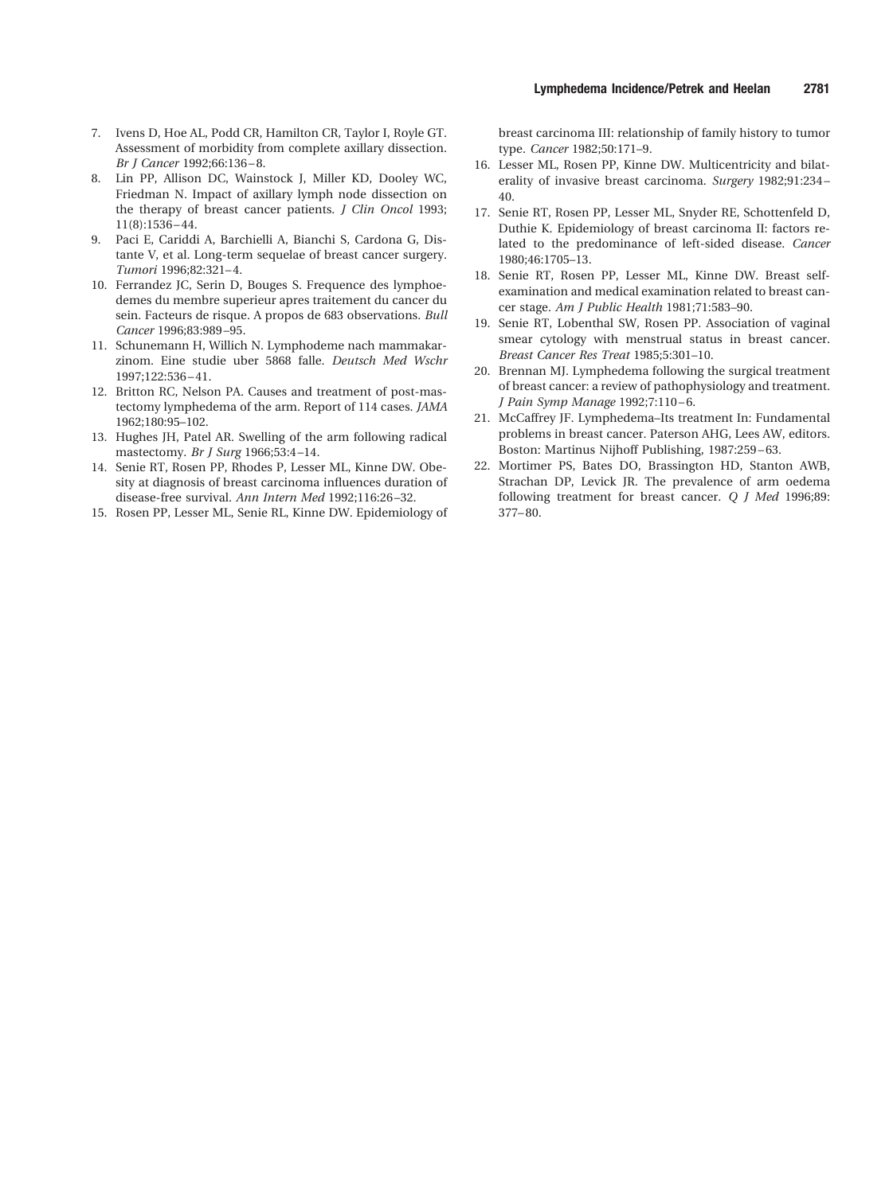7. Ivens D, Hoe AL, Podd CR, Hamilton CR, Taylor I, Royle GT. Assessment of morbidity from complete axillary dissection. *Br J Cancer* 1992;66:136–8.
8. Lin PP, Allison DC, Wainstock J, Miller KD, Dooley WC, Friedman N. Impact of axillary lymph node dissection on the therapy of breast cancer patients. *J Clin Oncol* 1993; 11(8):1536–44.
9. Paci E, Cariddi A, Barchielli A, Bianchi S, Cardona G, Distante V, et al. Long-term sequelae of breast cancer surgery. *Tumori* 1996;82:321–4.
10. Ferrandez JC, Serin D, Bouges S. Frequence des lymphoedemes du membre superieur apres traitement du cancer du sein. Facteurs de risque. A propos de 683 observations. *Bull Cancer* 1996;83:989–95.
11. Schunemann H, Willich N. Lymphodeme nach mammakarzinom. Eine studie uber 5868 falle. *Deutsch Med Wschr* 1997;122:536–41.
12. Britton RC, Nelson PA. Causes and treatment of post-mastectomy lymphedema of the arm. Report of 114 cases. *JAMA* 1962;180:95–102.
13. Hughes JH, Patel AR. Swelling of the arm following radical mastectomy. *Br J Surg* 1966;53:4–14.
14. Senie RT, Rosen PP, Rhodes P, Lesser ML, Kinne DW. Obesity at diagnosis of breast carcinoma influences duration of disease-free survival. *Ann Intern Med* 1992;116:26–32.
15. Rosen PP, Lesser ML, Senie RL, Kinne DW. Epidemiology of breast carcinoma III: relationship of family history to tumor type. *Cancer* 1982;50:171–9.
16. Lesser ML, Rosen PP, Kinne DW. Multicentricity and bilaterality of invasive breast carcinoma. *Surgery* 1982;91:234–40.
17. Senie RT, Rosen PP, Lesser ML, Snyder RE, Schottenfeld D, Duthie K. Epidemiology of breast carcinoma II: factors related to the predominance of left-sided disease. *Cancer* 1980;46:1705–13.
18. Senie RT, Rosen PP, Lesser ML, Kinne DW. Breast self-examination and medical examination related to breast cancer stage. *Am J Public Health* 1981;71:583–90.
19. Senie RT, Lobenthal SW, Rosen PP. Association of vaginal smear cytology with menstrual status in breast cancer. *Breast Cancer Res Treat* 1985;5:301–10.
20. Brennan MJ. Lymphedema following the surgical treatment of breast cancer: a review of pathophysiology and treatment. *J Pain Symp Manage* 1992;7:110–6.
21. McCaffrey JF. Lymphedema–Its treatment In: Fundamental problems in breast cancer. Paterson AHG, Lees AW, editors. Boston: Martinus Nijhoff Publishing, 1987:259–63.
22. Mortimer PS, Bates DO, Brassington HD, Stanton AWB, Strachan DP, Levick JR. The prevalence of arm oedema following treatment for breast cancer. *Q J Med* 1996;89: 377–80.